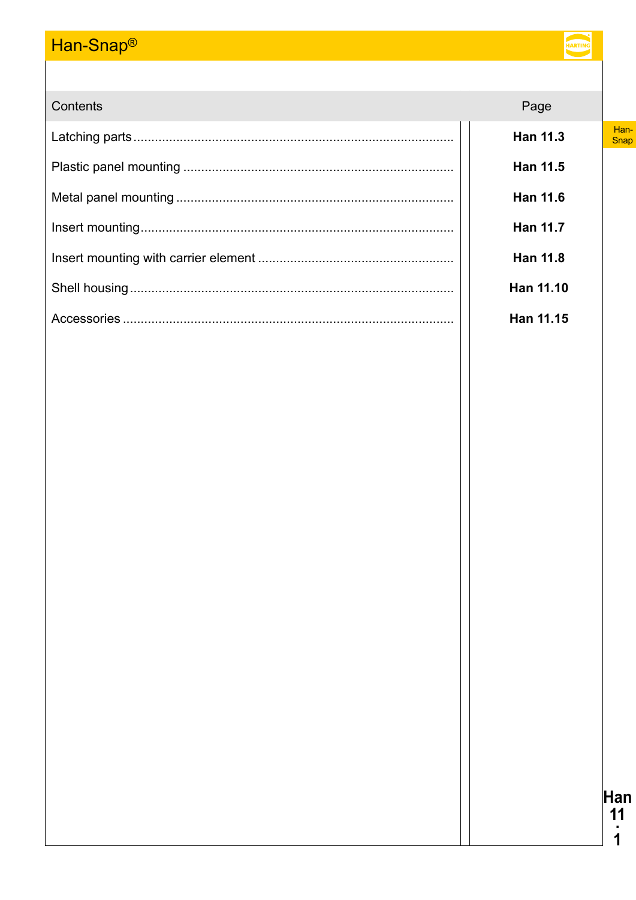# Han-Snap®

| Contents | Page |
| --- | --- |
| Latching parts | **Han 11.3** |
| Plastic panel mounting | **Han 11.5** |
| Metal panel mounting | **Han 11.6** |
| Insert mounting | **Han 11.7** |
| Insert mounting with carrier element | **Han 11.8** |
| Shell housing | **Han 11.10** |
| Accessories | **Han 11.15** |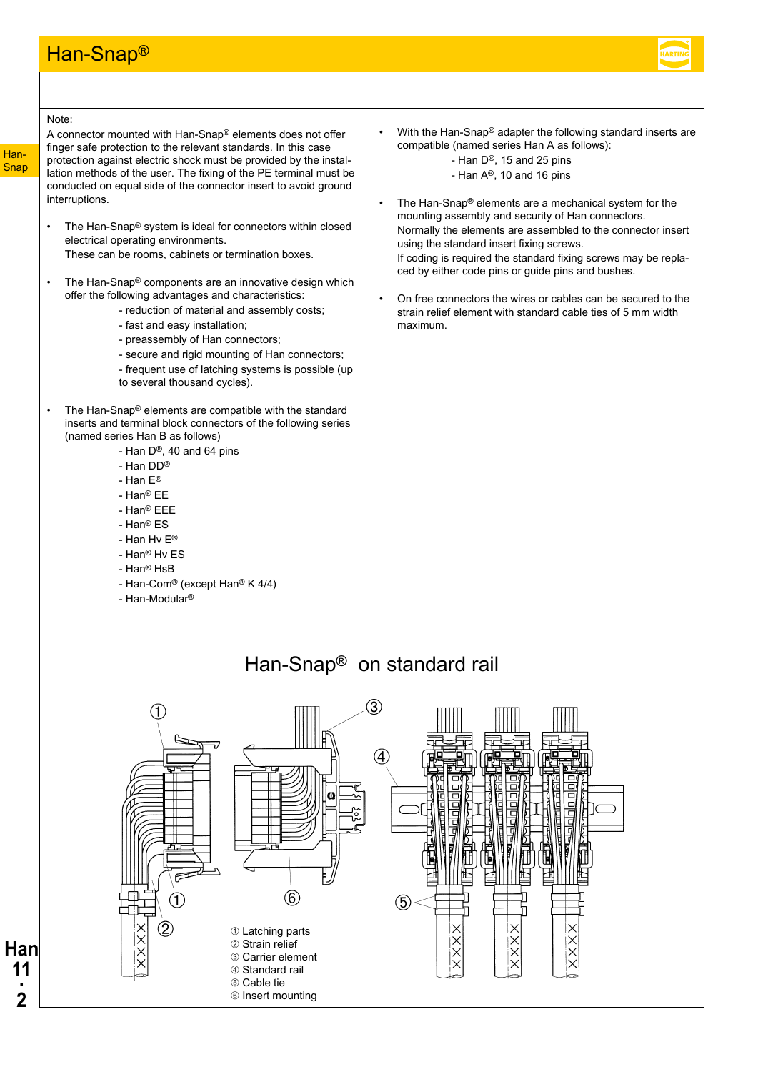Note:

A connector mounted with Han-Snap® elements does not offer finger safe protection to the relevant standards. In this case protection against electric shock must be provided by the installation methods of the user. The fixing of the PE terminal must be conducted on equal side of the connector insert to avoid ground interruptions.

- The Han-Snap® system is ideal for connectors within closed electrical operating environments.
  These can be rooms, cabinets or termination boxes.

- The Han-Snap® components are an innovative design which offer the following advantages and characteristics:
  - reduction of material and assembly costs;
  - fast and easy installation;
  - preassembly of Han connectors;
  - secure and rigid mounting of Han connectors;
  - frequent use of latching systems is possible (up to several thousand cycles).

- The Han-Snap® elements are compatible with the standard inserts and terminal block connectors of the following series (named series Han B as follows)
  - Han D®, 40 and 64 pins
  - Han DD®
  - Han E®
  - Han® EE
  - Han® EEE
  - Han® ES
  - Han Hv E®
  - Han® Hv ES
  - Han® HsB
  - Han-Com® (except Han® K 4/4)
  - Han-Modular®

- With the Han-Snap® adapter the following standard inserts are compatible (named series Han A as follows):
  - Han D®, 15 and 25 pins
  - Han A®, 10 and 16 pins

- The Han-Snap® elements are a mechanical system for the mounting assembly and security of Han connectors.
  Normally the elements are assembled to the connector insert using the standard insert fixing screws.
  If coding is required the standard fixing screws may be replaced by either code pins or guide pins and bushes.

- On free connectors the wires or cables can be secured to the strain relief element with standard cable ties of 5 mm width maximum.

## Han-Snap® on standard rail

① Latching parts
② Strain relief
③ Carrier element
④ Standard rail
⑤ Cable tie
⑥ Insert mounting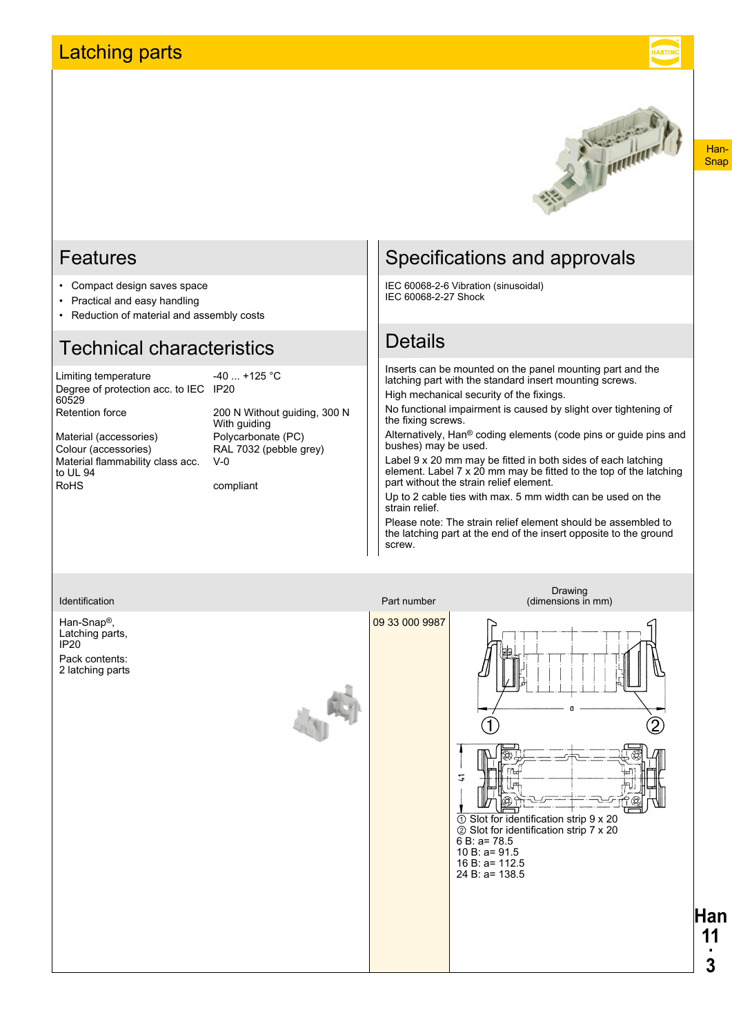# Latching parts

## Features

- Compact design saves space
- Practical and easy handling
- Reduction of material and assembly costs

## Technical characteristics

| | |
|---|---|
| Limiting temperature | -40 ... +125 °C |
| Degree of protection acc. to IEC 60529 | IP20 |
| Retention force | 200 N Without guiding, 300 N With guiding |
| Material (accessories) | Polycarbonate (PC) |
| Colour (accessories) | RAL 7032 (pebble grey) |
| Material flammability class acc. to UL 94 | V-0 |
| RoHS | compliant |

## Specifications and approvals

IEC 60068-2-6 Vibration (sinusoidal)
IEC 60068-2-27 Shock

## Details

Inserts can be mounted on the panel mounting part and the latching part with the standard insert mounting screws.

High mechanical security of the fixings.

No functional impairment is caused by slight over tightening of the fixing screws.

Alternatively, Han® coding elements (code pins or guide pins and bushes) may be used.

Label 9 x 20 mm may be fitted in both sides of each latching element. Label 7 x 20 mm may be fitted to the top of the latching part without the strain relief element.

Up to 2 cable ties with max. 5 mm width can be used on the strain relief.

Please note: The strain relief element should be assembled to the latching part at the end of the insert opposite to the ground screw.

| Identification | Part number | Drawing (dimensions in mm) |
|---|---|---|
| Han-Snap®, Latching parts, IP20<br>Pack contents: 2 latching parts | 09 33 000 9987 | ① Slot for identification strip 9 x 20<br>② Slot for identification strip 7 x 20<br>6 B: a= 78.5<br>10 B: a= 91.5<br>16 B: a= 112.5<br>24 B: a= 138.5 |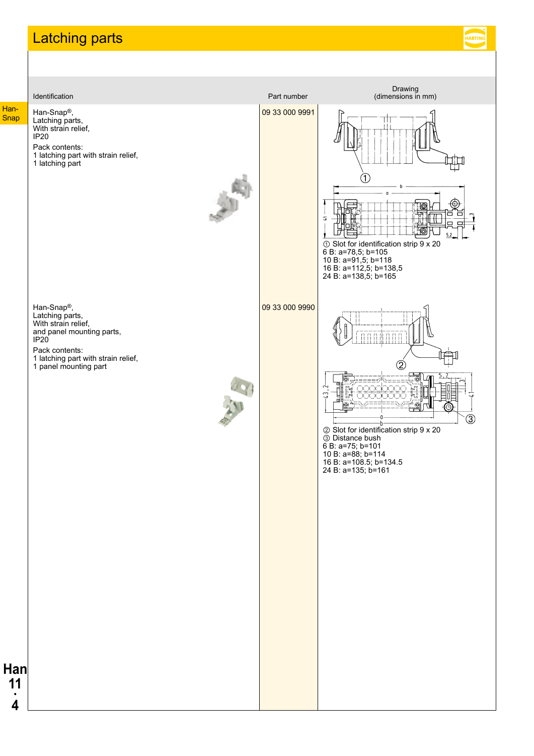# Latching parts

| Identification | Part number | Drawing (dimensions in mm) |
|---|---|---|
| Han-Snap®, Latching parts, With strain relief, IP20<br><br>Pack contents:<br>1 latching part with strain relief,<br>1 latching part | 09 33 000 9991 | ① Slot for identification strip 9 x 20<br>6 B: a=78,5; b=105<br>10 B: a=91,5; b=118<br>16 B: a=112,5; b=138,5<br>24 B: a=138,5; b=165 |
| Han-Snap®, Latching parts, With strain relief, and panel mounting parts, IP20<br><br>Pack contents:<br>1 latching part with strain relief,<br>1 panel mounting part | 09 33 000 9990 | ② Slot for identification strip 9 x 20<br>③ Distance bush<br>6 B: a=75; b=101<br>10 B: a=88; b=114<br>16 B: a=108.5; b=134.5<br>24 B: a=135; b=161 |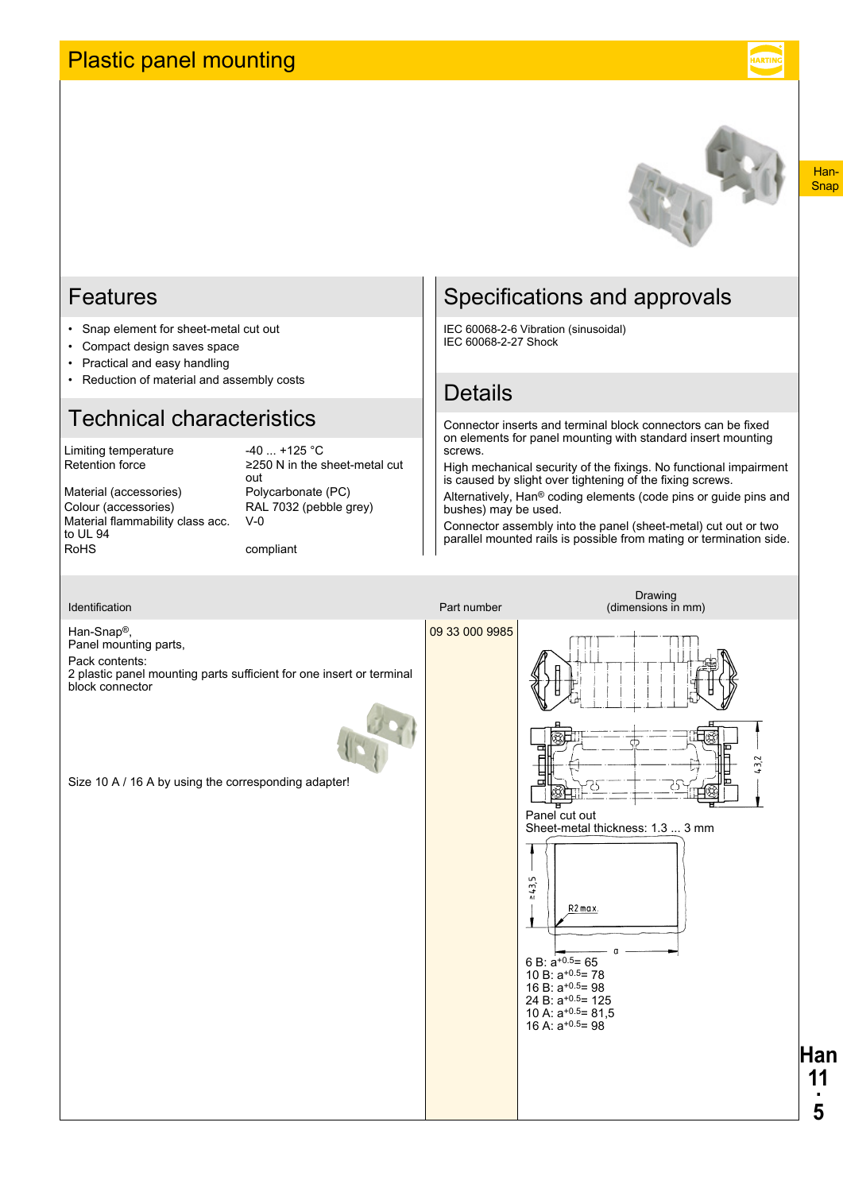# Plastic panel mounting

## Features

- Snap element for sheet-metal cut out
- Compact design saves space
- Practical and easy handling
- Reduction of material and assembly costs

## Technical characteristics

| | |
|---|---|
| Limiting temperature | -40 ... +125 °C |
| Retention force | ≥250 N in the sheet-metal cut out |
| Material (accessories) | Polycarbonate (PC) |
| Colour (accessories) | RAL 7032 (pebble grey) |
| Material flammability class acc. to UL 94 | V-0 |
| RoHS | compliant |

## Specifications and approvals

IEC 60068-2-6 Vibration (sinusoidal)
IEC 60068-2-27 Shock

## Details

Connector inserts and terminal block connectors can be fixed on elements for panel mounting with standard insert mounting screws.

High mechanical security of the fixings. No functional impairment is caused by slight over tightening of the fixing screws.

Alternatively, Han® coding elements (code pins or guide pins and bushes) may be used.

Connector assembly into the panel (sheet-metal) cut out or two parallel mounted rails is possible from mating or termination side.

| Identification | Part number | Drawing (dimensions in mm) |
|---|---|---|
| Han-Snap®, Panel mounting parts, Pack contents: 2 plastic panel mounting parts sufficient for one insert or terminal block connector<br><br>Size 10 A / 16 A by using the corresponding adapter! | 09 33 000 9985 | 43,2<br><br>Panel cut out<br>Sheet-metal thickness: 1.3 ... 3 mm<br>≥43,5<br>R2 max.<br>a<br><br>6 B: $a^{+0.5}$= 65<br>10 B: $a^{+0.5}$= 78<br>16 B: $a^{+0.5}$= 98<br>24 B: $a^{+0.5}$= 125<br>10 A: $a^{+0.5}$= 81,5<br>16 A: $a^{+0.5}$= 98 |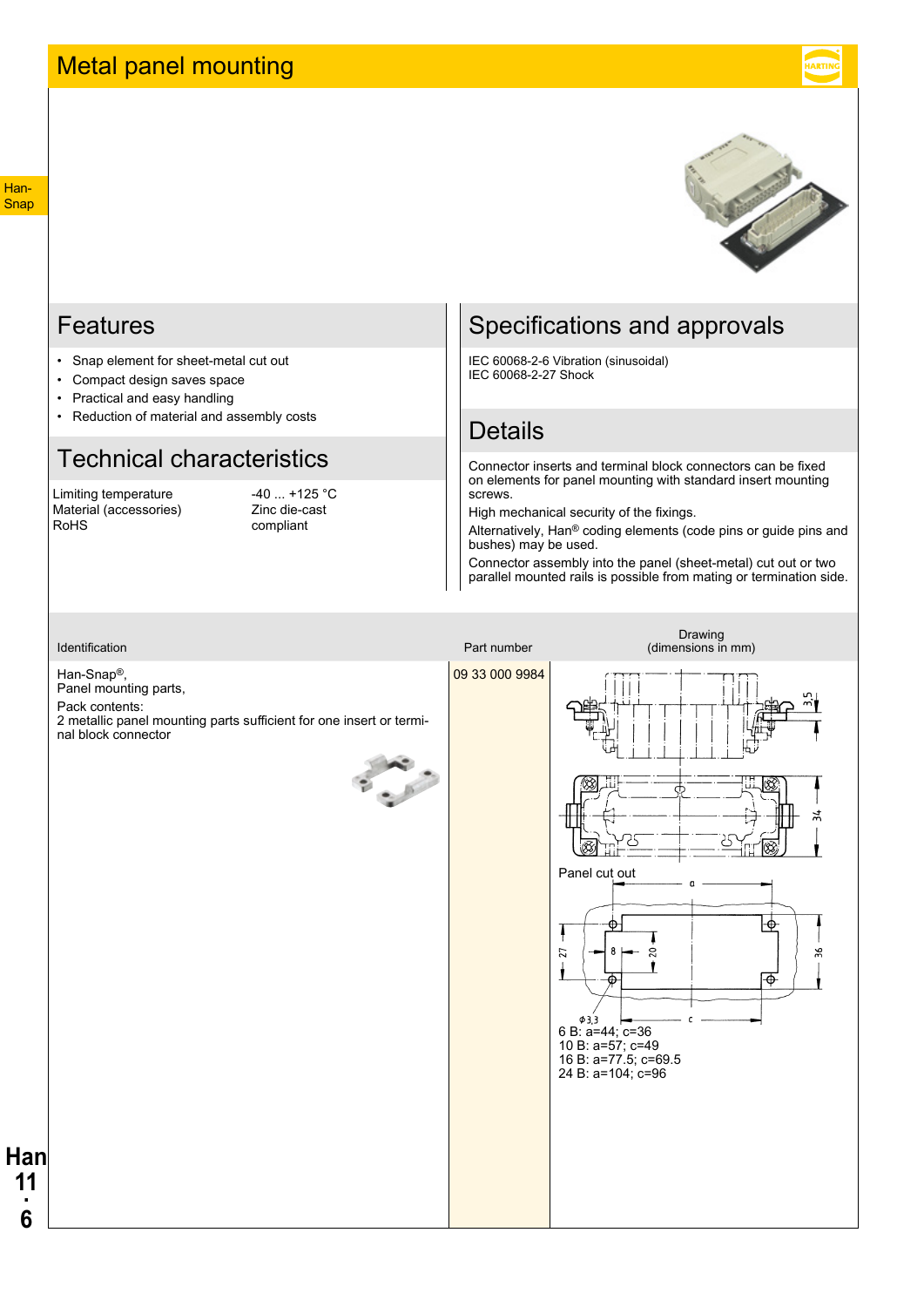# Metal panel mounting

## Features

- Snap element for sheet-metal cut out
- Compact design saves space
- Practical and easy handling
- Reduction of material and assembly costs

## Technical characteristics

| | |
|---|---|
| Limiting temperature | -40 ... +125 °C |
| Material (accessories) | Zinc die-cast |
| RoHS | compliant |

## Specifications and approvals

IEC 60068-2-6 Vibration (sinusoidal)
IEC 60068-2-27 Shock

## Details

Connector inserts and terminal block connectors can be fixed on elements for panel mounting with standard insert mounting screws.

High mechanical security of the fixings.

Alternatively, Han® coding elements (code pins or guide pins and bushes) may be used.

Connector assembly into the panel (sheet-metal) cut out or two parallel mounted rails is possible from mating or termination side.

| Identification | Part number | Drawing (dimensions in mm) |
|---|---|---|
| Han-Snap®, Panel mounting parts, Pack contents: 2 metallic panel mounting parts sufficient for one insert or terminal block connector | 09 33 000 9984 | Panel cut out<br>6 B: a=44; c=36<br>10 B: a=57; c=49<br>16 B: a=77.5; c=69.5<br>24 B: a=104; c=96 |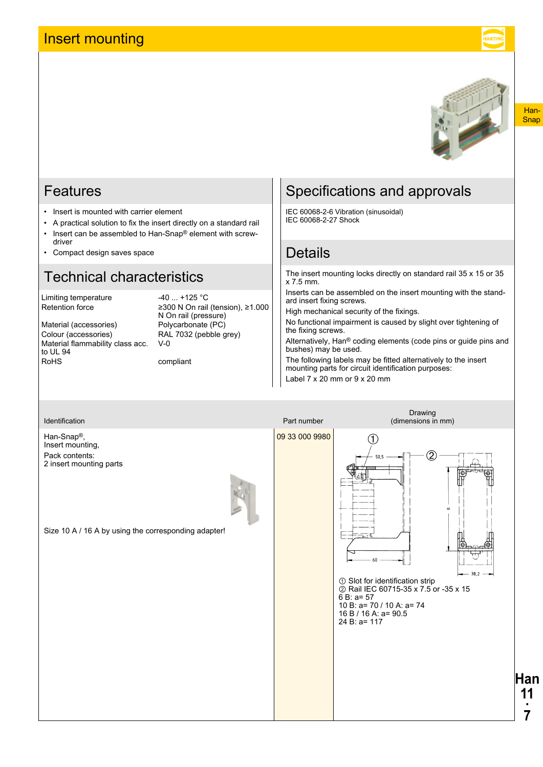# Insert mounting

## Features

- Insert is mounted with carrier element
- A practical solution to fix the insert directly on a standard rail
- Insert can be assembled to Han-Snap® element with screwdriver
- Compact design saves space

## Technical characteristics

| | |
|---|---|
| Limiting temperature | -40 ... +125 °C |
| Retention force | ≥300 N On rail (tension), ≥1.000 N On rail (pressure) |
| Material (accessories) | Polycarbonate (PC) |
| Colour (accessories) | RAL 7032 (pebble grey) |
| Material flammability class acc. to UL 94 | V-0 |
| RoHS | compliant |

## Specifications and approvals

IEC 60068-2-6 Vibration (sinusoidal)
IEC 60068-2-27 Shock

## Details

The insert mounting locks directly on standard rail 35 x 15 or 35 x 7.5 mm.

Inserts can be assembled on the insert mounting with the standard insert fixing screws.

High mechanical security of the fixings.

No functional impairment is caused by slight over tightening of the fixing screws.

Alternatively, Han® coding elements (code pins or guide pins and bushes) may be used.

The following labels may be fitted alternatively to the insert mounting parts for circuit identification purposes:

Label 7 x 20 mm or 9 x 20 mm

| Identification | Part number | Drawing (dimensions in mm) |
|---|---|---|
| Han-Snap®, Insert mounting, Pack contents: 2 insert mounting parts<br><br>Size 10 A / 16 A by using the corresponding adapter! | 09 33 000 9980 | ① Slot for identification strip<br>② Rail IEC 60715-35 x 7.5 or -35 x 15<br>6 B: a= 57<br>10 B: a= 70 / 10 A: a= 74<br>16 B / 16 A: a= 90.5<br>24 B: a= 117 |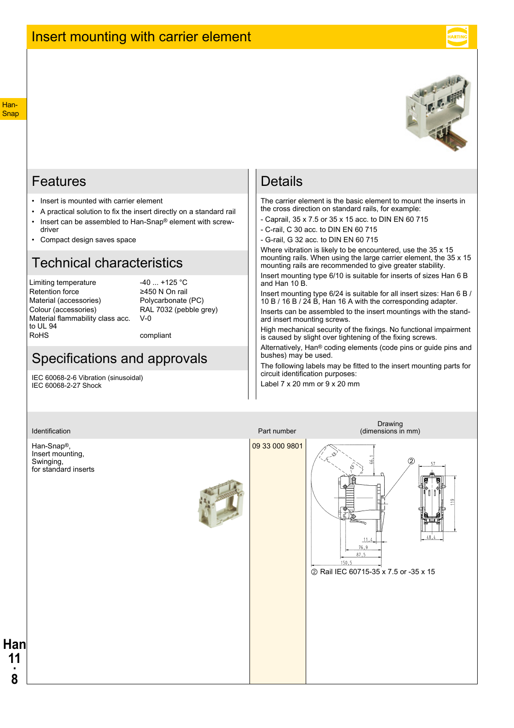# Insert mounting with carrier element

## Features

- Insert is mounted with carrier element
- A practical solution to fix the insert directly on a standard rail
- Insert can be assembled to Han-Snap® element with screw-driver
- Compact design saves space

## Technical characteristics

| | |
|---|---|
| Limiting temperature | -40 ... +125 °C |
| Retention force | ≥450 N On rail |
| Material (accessories) | Polycarbonate (PC) |
| Colour (accessories) | RAL 7032 (pebble grey) |
| Material flammability class acc. to UL 94 | V-0 |
| RoHS | compliant |

## Specifications and approvals

IEC 60068-2-6 Vibration (sinusoidal)
IEC 60068-2-27 Shock

## Details

The carrier element is the basic element to mount the inserts in the cross direction on standard rails, for example:

- Caprail, 35 x 7.5 or 35 x 15 acc. to DIN EN 60 715
- C-rail, C 30 acc. to DIN EN 60 715
- G-rail, G 32 acc. to DIN EN 60 715

Where vibration is likely to be encountered, use the 35 x 15 mounting rails. When using the large carrier element, the 35 x 15 mounting rails are recommended to give greater stability.

Insert mounting type 6/10 is suitable for inserts of sizes Han 6 B and Han 10 B.

Insert mounting type 6/24 is suitable for all insert sizes: Han 6 B / 10 B / 16 B / 24 B, Han 16 A with the corresponding adapter.

Inserts can be assembled to the insert mountings with the standard insert mounting screws.

High mechanical security of the fixings. No functional impairment is caused by slight over tightening of the fixing screws.

Alternatively, Han® coding elements (code pins or guide pins and bushes) may be used.

The following labels may be fitted to the insert mounting parts for circuit identification purposes:

Label 7 x 20 mm or 9 x 20 mm

| Identification | Part number | Drawing (dimensions in mm) |
|---|---|---|
| Han-Snap®, Insert mounting, Swinging, for standard inserts | 09 33 000 9801 | ② Rail IEC 60715-35 x 7.5 or -35 x 15 |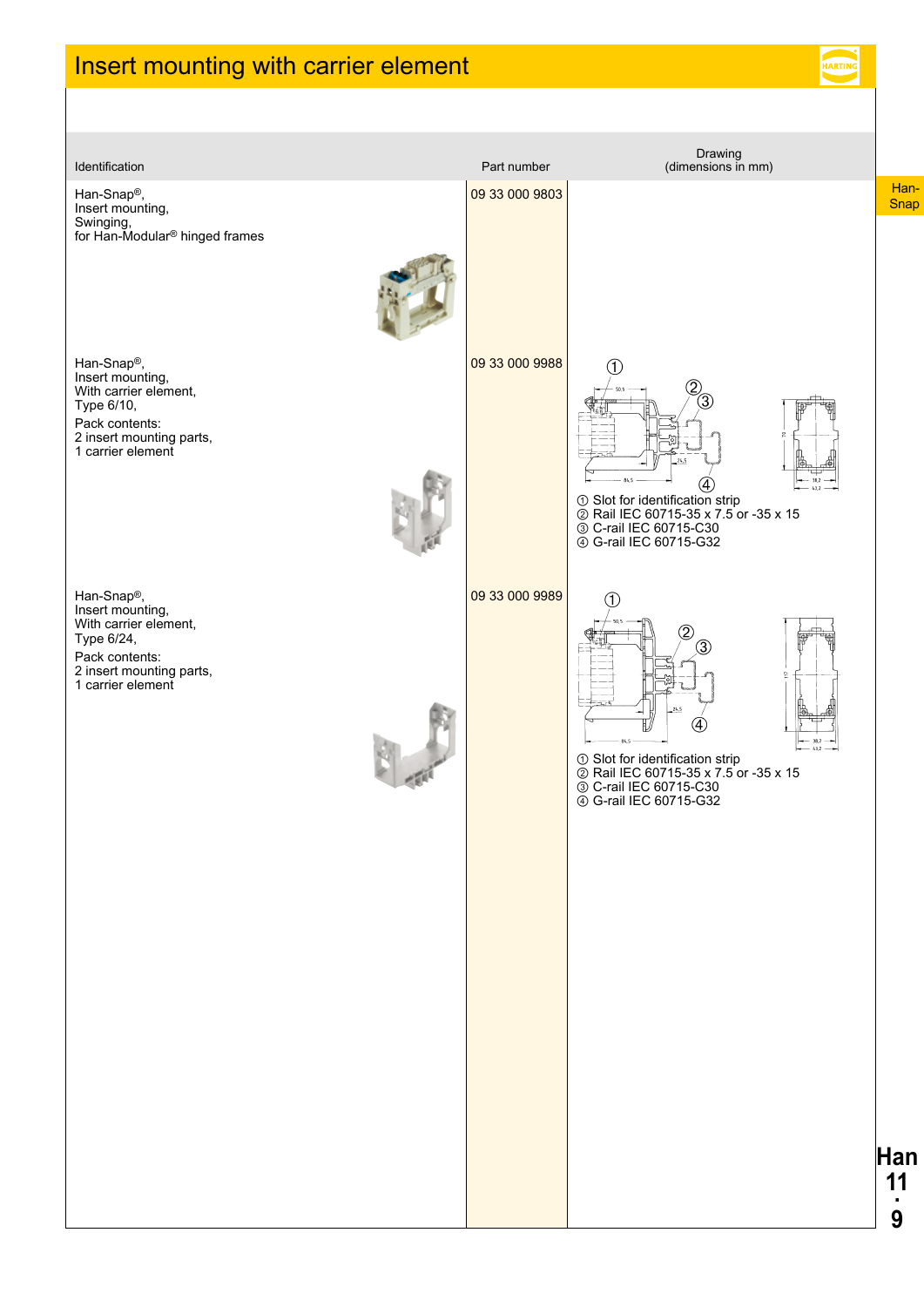# Insert mounting with carrier element

| Identification | Part number | Drawing (dimensions in mm) |
|---|---|---|
| Han-Snap®, Insert mounting, Swinging, for Han-Modular® hinged frames | 09 33 000 9803 | |
| Han-Snap®, Insert mounting, With carrier element, Type 6/10, Pack contents: 2 insert mounting parts, 1 carrier element | 09 33 000 9988 | ① Slot for identification strip ② Rail IEC 60715-35 x 7.5 or -35 x 15 ③ C-rail IEC 60715-C30 ④ G-rail IEC 60715-G32 |
| Han-Snap®, Insert mounting, With carrier element, Type 6/24, Pack contents: 2 insert mounting parts, 1 carrier element | 09 33 000 9989 | ① Slot for identification strip ② Rail IEC 60715-35 x 7.5 or -35 x 15 ③ C-rail IEC 60715-C30 ④ G-rail IEC 60715-G32 |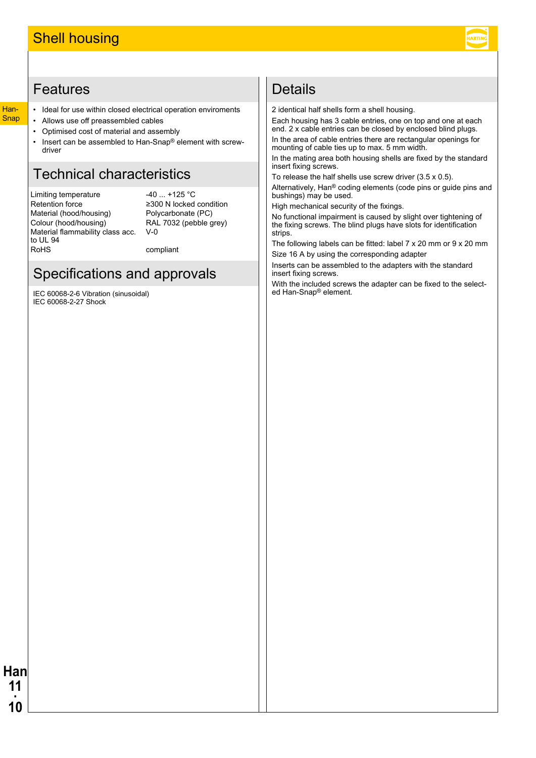# Shell housing

## Features

- Ideal for use within closed electrical operation enviroments
- Allows use off preassembled cables
- Optimised cost of material and assembly
- Insert can be assembled to Han-Snap® element with screw-driver

## Technical characteristics

| | |
|---|---|
| Limiting temperature | -40 ... +125 °C |
| Retention force | ≥300 N locked condition |
| Material (hood/housing) | Polycarbonate (PC) |
| Colour (hood/housing) | RAL 7032 (pebble grey) |
| Material flammability class acc. to UL 94 | V-0 |
| RoHS | compliant |

## Specifications and approvals

IEC 60068-2-6 Vibration (sinusoidal)
IEC 60068-2-27 Shock

## Details

2 identical half shells form a shell housing.

Each housing has 3 cable entries, one on top and one at each end. 2 x cable entries can be closed by enclosed blind plugs.

In the area of cable entries there are rectangular openings for mounting of cable ties up to max. 5 mm width.

In the mating area both housing shells are fixed by the standard insert fixing screws.

To release the half shells use screw driver (3.5 x 0.5).

Alternatively, Han® coding elements (code pins or guide pins and bushings) may be used.

High mechanical security of the fixings.

No functional impairment is caused by slight over tightening of the fixing screws. The blind plugs have slots for identification strips.

The following labels can be fitted: label 7 x 20 mm or 9 x 20 mm

Size 16 A by using the corresponding adapter

Inserts can be assembled to the adapters with the standard insert fixing screws.

With the included screws the adapter can be fixed to the selected Han-Snap® element.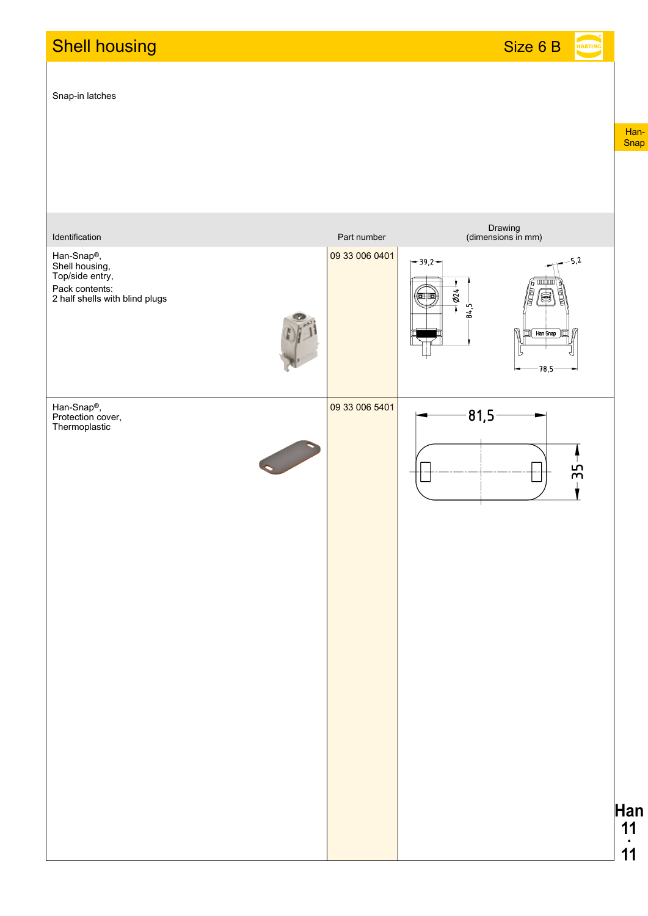# Shell housing

Size 6 B

Snap-in latches

| Identification | Part number | Drawing (dimensions in mm) |
|---|---|---|
| Han-Snap®, Shell housing, Top/side entry, Pack contents: 2 half shells with blind plugs | 09 33 006 0401 | 39,2; Ø24; 84,5; 5,2; 78,5 |
| Han-Snap®, Protection cover, Thermoplastic | 09 33 006 5401 | 81,5; 35 |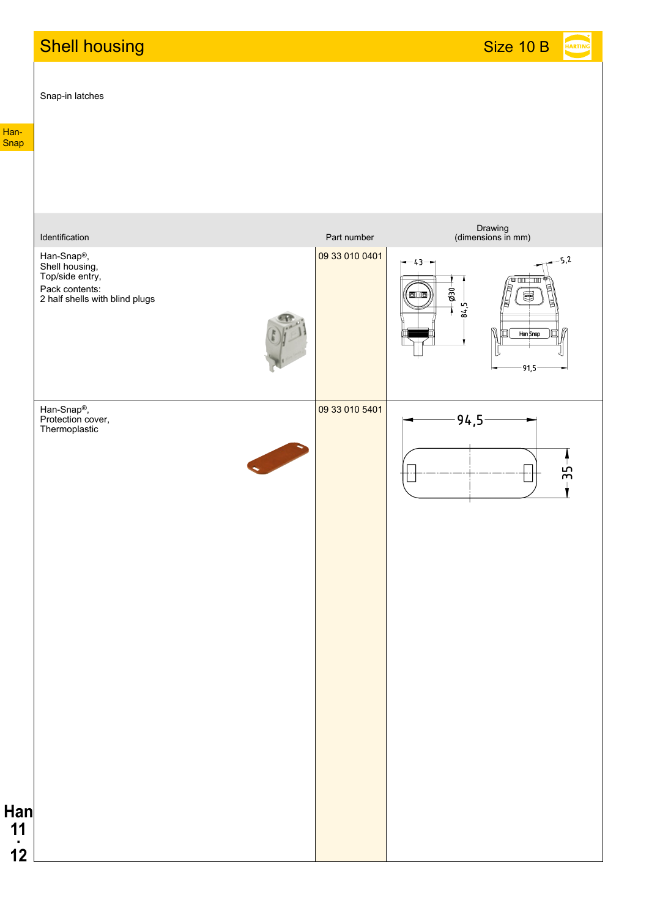# Shell housing

Size 10 B

Snap-in latches

| Identification | Part number | Drawing (dimensions in mm) |
|---|---|---|
| Han-Snap®, Shell housing, Top/side entry, Pack contents: 2 half shells with blind plugs | 09 33 010 0401 | |
| Han-Snap®, Protection cover, Thermoplastic | 09 33 010 5401 | |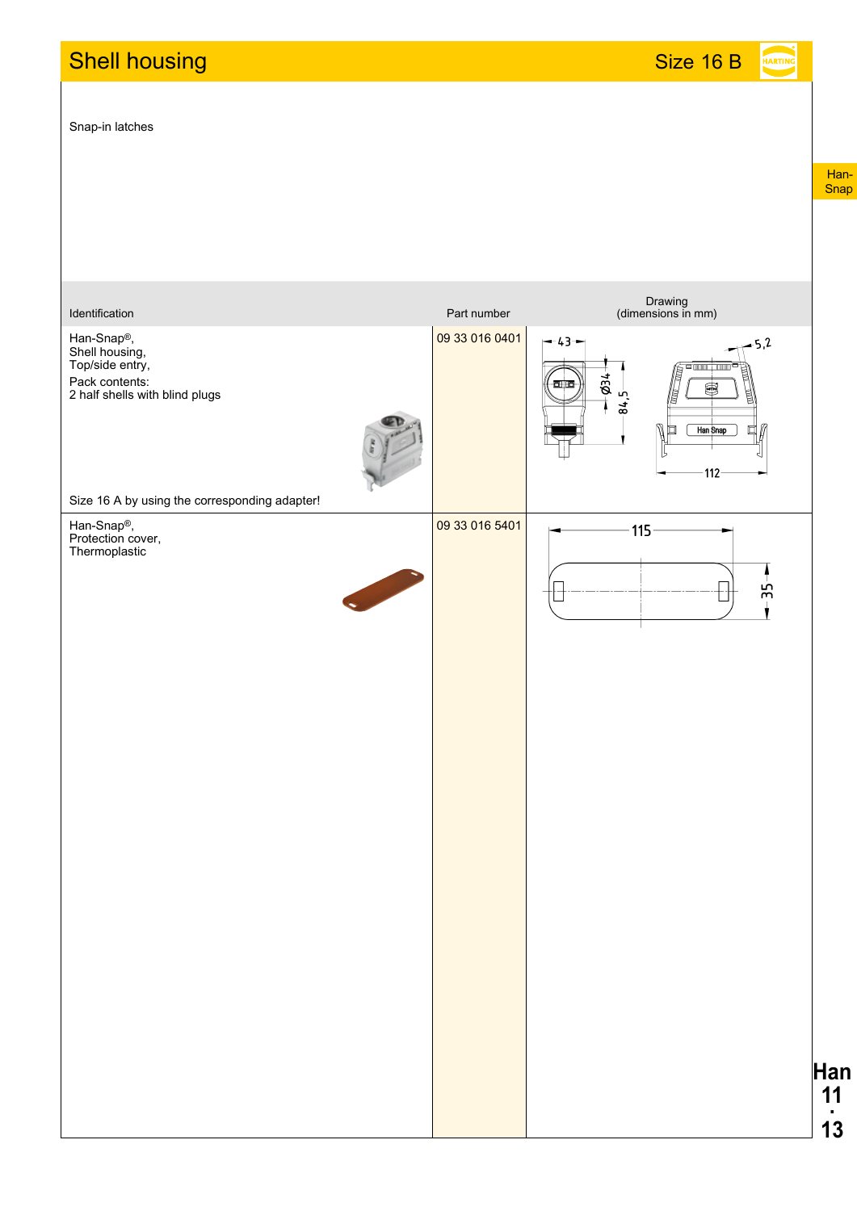# Shell housing

**Size 16 B**

Snap-in latches

| Identification | Part number | Drawing (dimensions in mm) |
| --- | --- | --- |
| Han-Snap®, Shell housing, Top/side entry, Pack contents: 2 half shells with blind plugs<br><br>Size 16 A by using the corresponding adapter! | 09 33 016 0401 | 43, Ø34, 84,5, 5,2, 112 |
| Han-Snap®, Protection cover, Thermoplastic | 09 33 016 5401 | 115, 35 |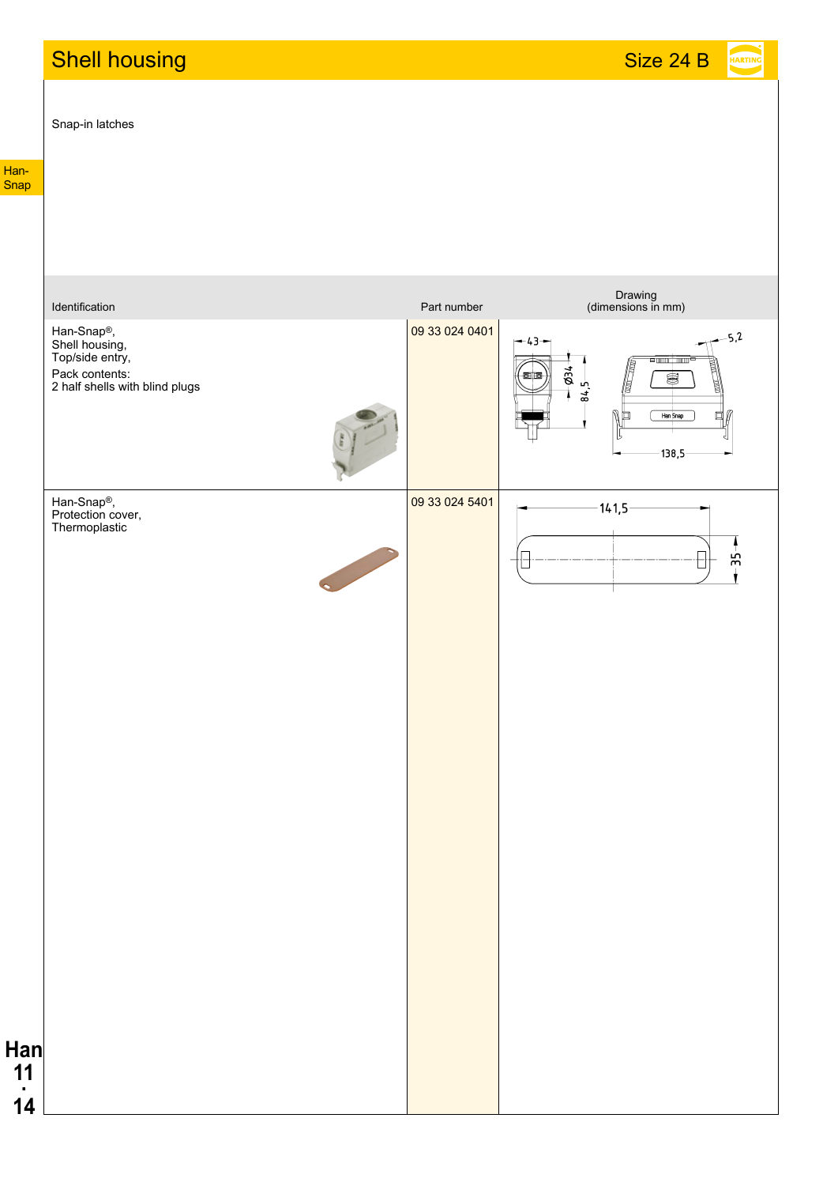# Shell housing

Size 24 B

Snap-in latches

| Identification | Part number | Drawing (dimensions in mm) |
|---|---|---|
| Han-Snap®, Shell housing, Top/side entry, Pack contents: 2 half shells with blind plugs | 09 33 024 0401 | 43, Ø34, 84,5, 5,2, 138,5 |
| Han-Snap®, Protection cover, Thermoplastic | 09 33 024 5401 | 141,5, 35 |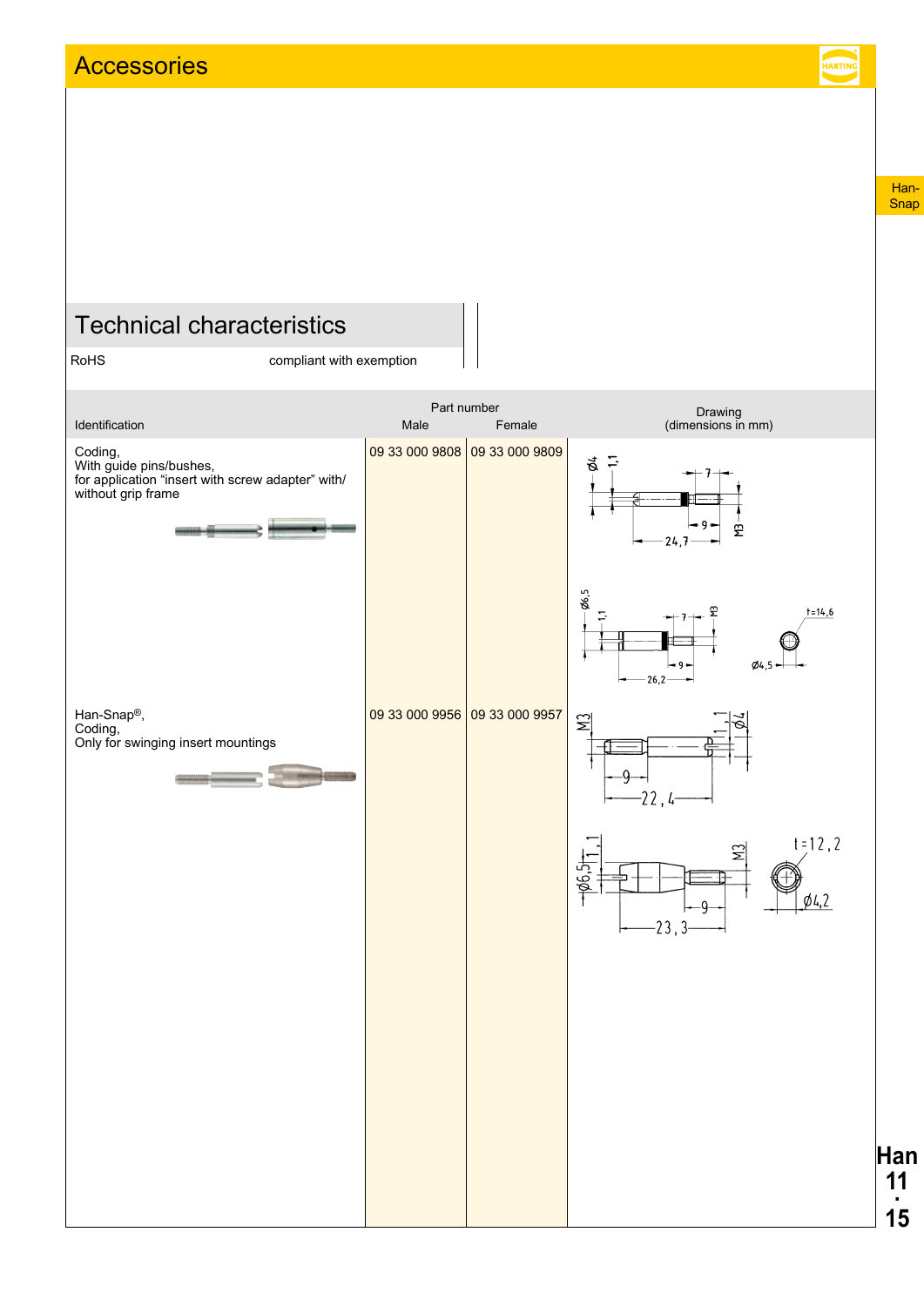# Accessories

## Technical characteristics

| RoHS | compliant with exemption |
|---|---|

| Identification | Part number Male | Part number Female | Drawing (dimensions in mm) |
|---|---|---|---|
| Coding, With guide pins/bushes, for application “insert with screw adapter” with/ without grip frame | 09 33 000 9808 | 09 33 000 9809 | |
| Han-Snap®, Coding, Only for swinging insert mountings | 09 33 000 9956 | 09 33 000 9957 | |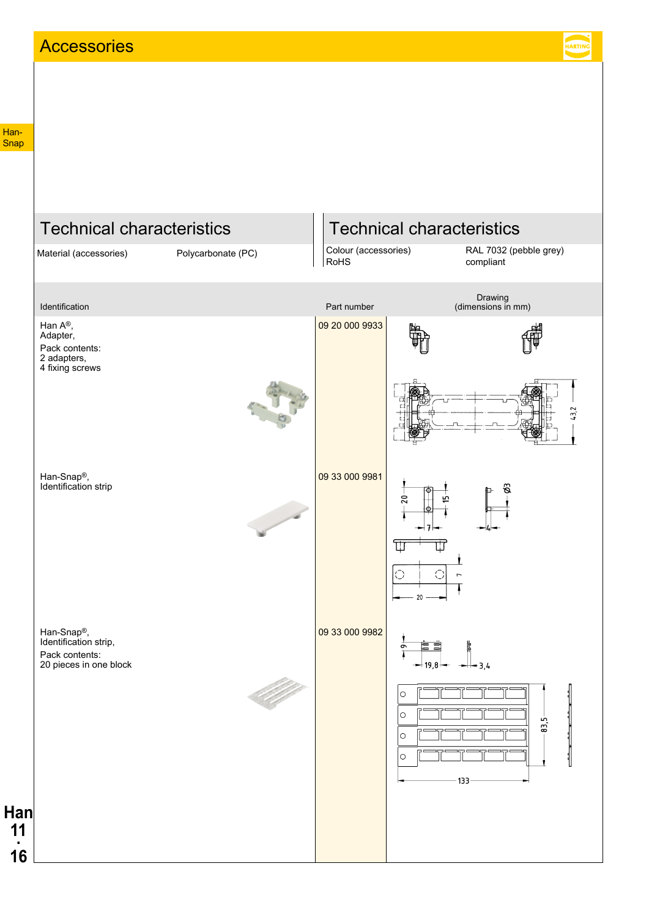# Accessories

## Technical characteristics

| | |
|---|---|
| Material (accessories) | Polycarbonate (PC) |

## Technical characteristics

| | |
|---|---|
| Colour (accessories) | RAL 7032 (pebble grey) |
| RoHS | compliant |

| Identification | Part number | Drawing (dimensions in mm) |
|---|---|---|
| Han A®, Adapter, Pack contents: 2 adapters, 4 fixing screws | 09 20 000 9933 | 43,2 |
| Han-Snap®, Identification strip | 09 33 000 9981 | 20, 15, 7, Ø3, 4, 7, 20 |
| Han-Snap®, Identification strip, Pack contents: 20 pieces in one block | 09 33 000 9982 | 9, 19,8, 3,4, 83,5, 133 |